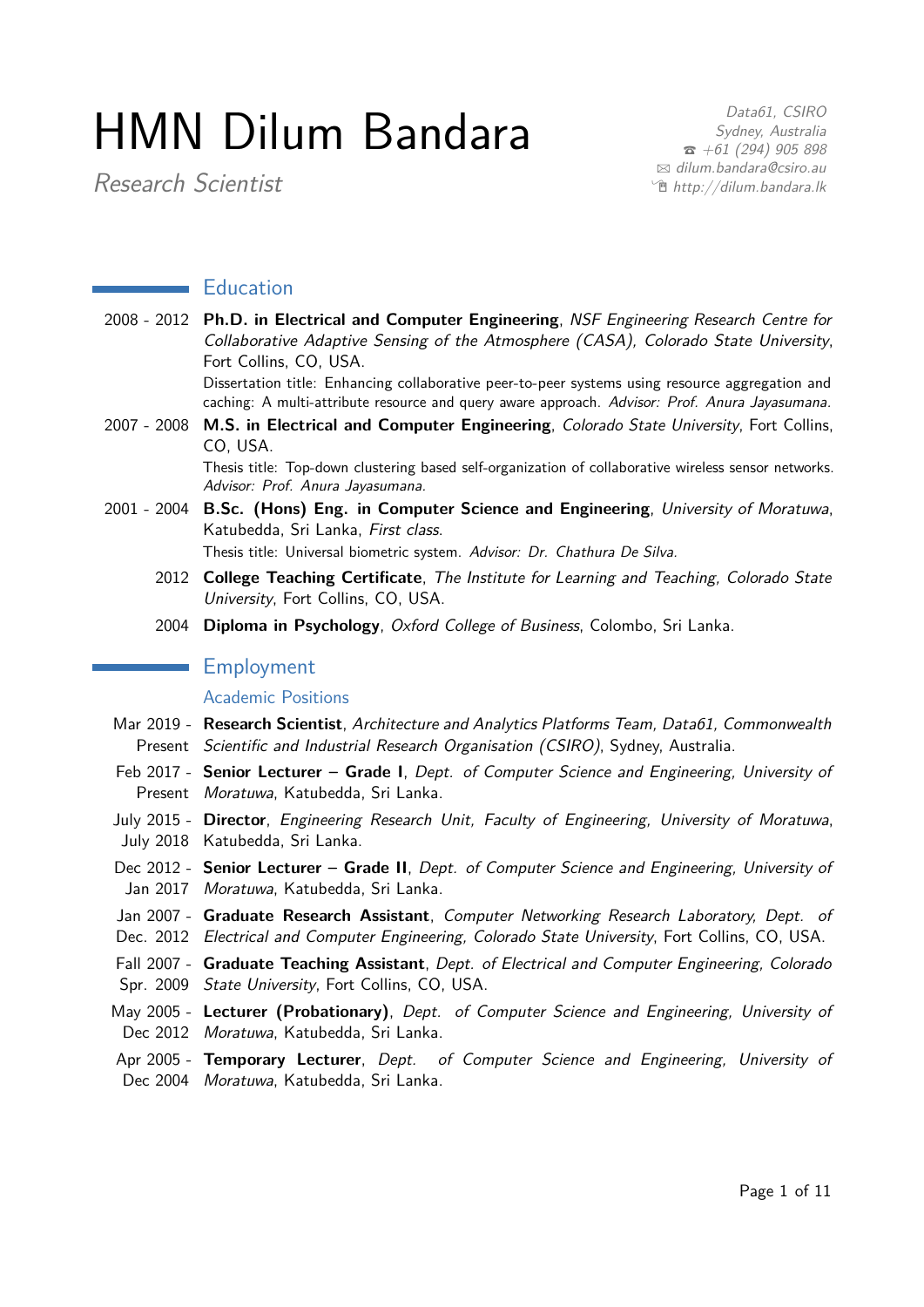# HMN Dilum Bandara

*Research Scientist*

*Data61, CSIRO*
*Sydney, Australia*
☎ *+61 (294) 905 898*
✉ *dilum.bandara@csiro.au*
*http://dilum.bandara.lk*

## Education

**2008 - 2012** **Ph.D. in Electrical and Computer Engineering**, *NSF Engineering Research Centre for Collaborative Adaptive Sensing of the Atmosphere (CASA), Colorado State University*, Fort Collins, CO, USA.
Dissertation title: Enhancing collaborative peer-to-peer systems using resource aggregation and caching: A multi-attribute resource and query aware approach. *Advisor: Prof. Anura Jayasumana.*

**2007 - 2008** **M.S. in Electrical and Computer Engineering**, *Colorado State University*, Fort Collins, CO, USA.
Thesis title: Top-down clustering based self-organization of collaborative wireless sensor networks. *Advisor: Prof. Anura Jayasumana.*

**2001 - 2004** **B.Sc. (Hons) Eng. in Computer Science and Engineering**, *University of Moratuwa*, Katubedda, Sri Lanka, *First class*.
Thesis title: Universal biometric system. *Advisor: Dr. Chathura De Silva.*

**2012** **College Teaching Certificate**, *The Institute for Learning and Teaching, Colorado State University*, Fort Collins, CO, USA.

**2004** **Diploma in Psychology**, *Oxford College of Business*, Colombo, Sri Lanka.

## Employment

### Academic Positions

**Mar 2019 - Present** **Research Scientist**, *Architecture and Analytics Platforms Team, Data61, Commonwealth Scientific and Industrial Research Organisation (CSIRO)*, Sydney, Australia.

**Feb 2017 - Present** **Senior Lecturer – Grade I**, *Dept. of Computer Science and Engineering, University of Moratuwa*, Katubedda, Sri Lanka.

**July 2015 - July 2018** **Director**, *Engineering Research Unit, Faculty of Engineering, University of Moratuwa*, Katubedda, Sri Lanka.

**Dec 2012 - Jan 2017** **Senior Lecturer – Grade II**, *Dept. of Computer Science and Engineering, University of Moratuwa*, Katubedda, Sri Lanka.

**Jan 2007 - Dec. 2012** **Graduate Research Assistant**, *Computer Networking Research Laboratory, Dept. of Electrical and Computer Engineering, Colorado State University*, Fort Collins, CO, USA.

**Fall 2007 - Spr. 2009** **Graduate Teaching Assistant**, *Dept. of Electrical and Computer Engineering, Colorado State University*, Fort Collins, CO, USA.

**May 2005 - Dec 2012** **Lecturer (Probationary)**, *Dept. of Computer Science and Engineering, University of Moratuwa*, Katubedda, Sri Lanka.

**Apr 2005 - Dec 2004** **Temporary Lecturer**, *Dept. of Computer Science and Engineering, University of Moratuwa*, Katubedda, Sri Lanka.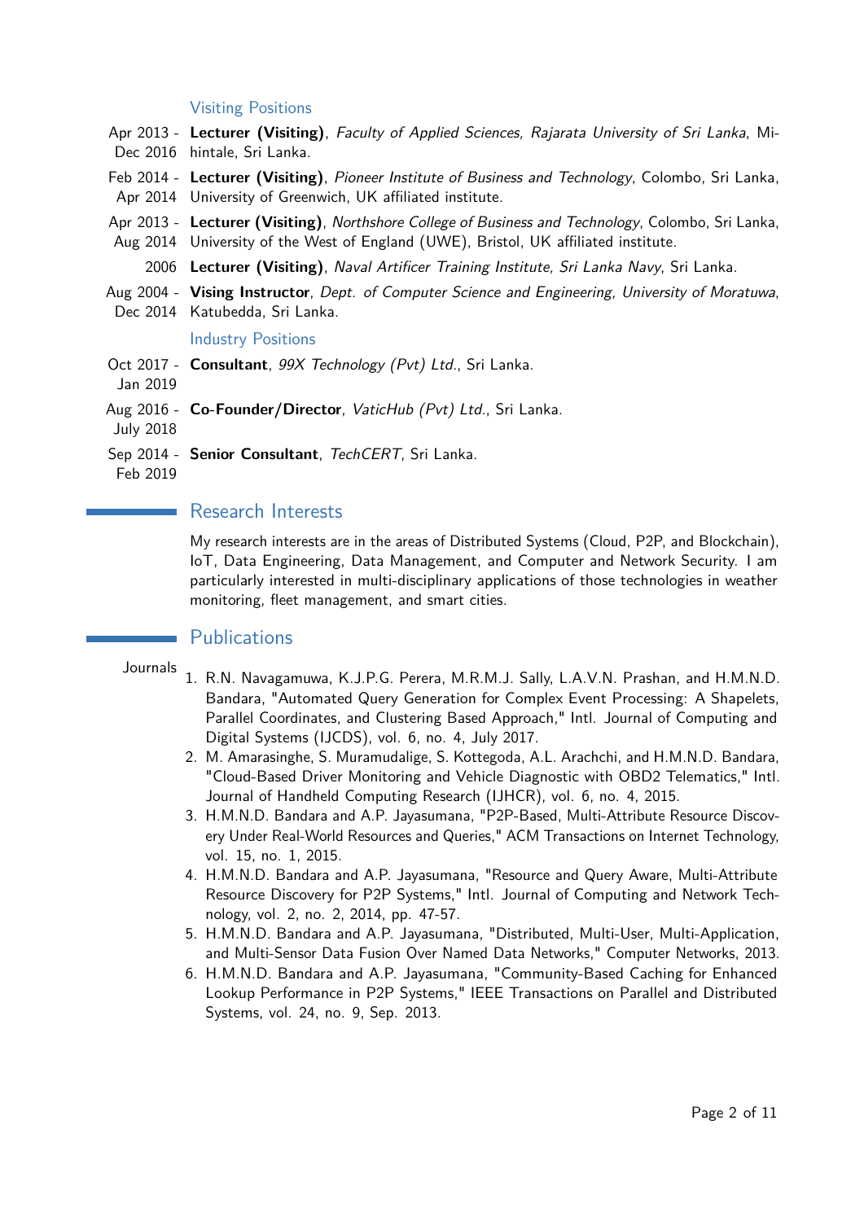### Visiting Positions

Apr 2013 - Dec 2016 **Lecturer (Visiting)**, *Faculty of Applied Sciences, Rajarata University of Sri Lanka*, Mihintale, Sri Lanka.

Feb 2014 - Apr 2014 **Lecturer (Visiting)**, *Pioneer Institute of Business and Technology*, Colombo, Sri Lanka, University of Greenwich, UK affiliated institute.

Apr 2013 - Aug 2014 **Lecturer (Visiting)**, *Northshore College of Business and Technology*, Colombo, Sri Lanka, University of the West of England (UWE), Bristol, UK affiliated institute.

2006 **Lecturer (Visiting)**, *Naval Artificer Training Institute, Sri Lanka Navy*, Sri Lanka.

Aug 2004 - Dec 2014 **Vising Instructor**, *Dept. of Computer Science and Engineering, University of Moratuwa*, Katubedda, Sri Lanka.

### Industry Positions

Oct 2017 - Jan 2019 **Consultant**, *99X Technology (Pvt) Ltd.*, Sri Lanka.

Aug 2016 - July 2018 **Co-Founder/Director**, *VaticHub (Pvt) Ltd.*, Sri Lanka.

Sep 2014 - Feb 2019 **Senior Consultant**, *TechCERT*, Sri Lanka.

## Research Interests

My research interests are in the areas of Distributed Systems (Cloud, P2P, and Blockchain), IoT, Data Engineering, Data Management, and Computer and Network Security. I am particularly interested in multi-disciplinary applications of those technologies in weather monitoring, fleet management, and smart cities.

## Publications

Journals

1. R.N. Navagamuwa, K.J.P.G. Perera, M.R.M.J. Sally, L.A.V.N. Prashan, and H.M.N.D. Bandara, "Automated Query Generation for Complex Event Processing: A Shapelets, Parallel Coordinates, and Clustering Based Approach," Intl. Journal of Computing and Digital Systems (IJCDS), vol. 6, no. 4, July 2017.
2. M. Amarasinghe, S. Muramudalige, S. Kottegoda, A.L. Arachchi, and H.M.N.D. Bandara, "Cloud-Based Driver Monitoring and Vehicle Diagnostic with OBD2 Telematics," Intl. Journal of Handheld Computing Research (IJHCR), vol. 6, no. 4, 2015.
3. H.M.N.D. Bandara and A.P. Jayasumana, "P2P-Based, Multi-Attribute Resource Discovery Under Real-World Resources and Queries," ACM Transactions on Internet Technology, vol. 15, no. 1, 2015.
4. H.M.N.D. Bandara and A.P. Jayasumana, "Resource and Query Aware, Multi-Attribute Resource Discovery for P2P Systems," Intl. Journal of Computing and Network Technology, vol. 2, no. 2, 2014, pp. 47-57.
5. H.M.N.D. Bandara and A.P. Jayasumana, "Distributed, Multi-User, Multi-Application, and Multi-Sensor Data Fusion Over Named Data Networks," Computer Networks, 2013.
6. H.M.N.D. Bandara and A.P. Jayasumana, "Community-Based Caching for Enhanced Lookup Performance in P2P Systems," IEEE Transactions on Parallel and Distributed Systems, vol. 24, no. 9, Sep. 2013.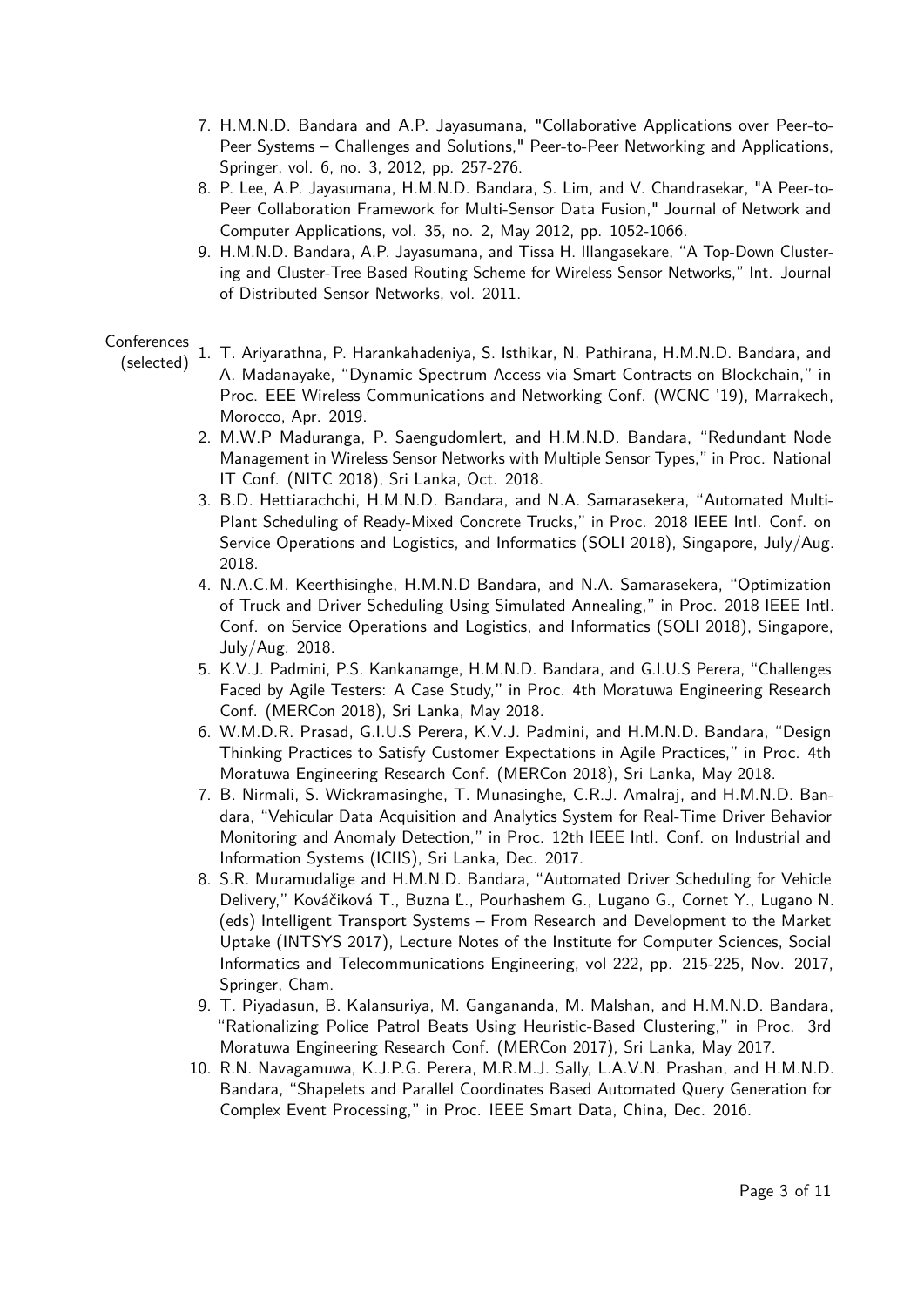7. H.M.N.D. Bandara and A.P. Jayasumana, "Collaborative Applications over Peer-to-Peer Systems – Challenges and Solutions," Peer-to-Peer Networking and Applications, Springer, vol. 6, no. 3, 2012, pp. 257-276.
8. P. Lee, A.P. Jayasumana, H.M.N.D. Bandara, S. Lim, and V. Chandrasekar, "A Peer-to-Peer Collaboration Framework for Multi-Sensor Data Fusion," Journal of Network and Computer Applications, vol. 35, no. 2, May 2012, pp. 1052-1066.
9. H.M.N.D. Bandara, A.P. Jayasumana, and Tissa H. Illangasekare, "A Top-Down Clustering and Cluster-Tree Based Routing Scheme for Wireless Sensor Networks," Int. Journal of Distributed Sensor Networks, vol. 2011.

**Conferences (selected)**

1. T. Ariyarathna, P. Harankahadeniya, S. Isthikar, N. Pathirana, H.M.N.D. Bandara, and A. Madanayake, "Dynamic Spectrum Access via Smart Contracts on Blockchain," in Proc. EEE Wireless Communications and Networking Conf. (WCNC '19), Marrakech, Morocco, Apr. 2019.
2. M.W.P Maduranga, P. Saengudomlert, and H.M.N.D. Bandara, "Redundant Node Management in Wireless Sensor Networks with Multiple Sensor Types," in Proc. National IT Conf. (NITC 2018), Sri Lanka, Oct. 2018.
3. B.D. Hettiarachchi, H.M.N.D. Bandara, and N.A. Samarasekera, "Automated Multi-Plant Scheduling of Ready-Mixed Concrete Trucks," in Proc. 2018 IEEE Intl. Conf. on Service Operations and Logistics, and Informatics (SOLI 2018), Singapore, July/Aug. 2018.
4. N.A.C.M. Keerthisinghe, H.M.N.D Bandara, and N.A. Samarasekera, "Optimization of Truck and Driver Scheduling Using Simulated Annealing," in Proc. 2018 IEEE Intl. Conf. on Service Operations and Logistics, and Informatics (SOLI 2018), Singapore, July/Aug. 2018.
5. K.V.J. Padmini, P.S. Kankanamge, H.M.N.D. Bandara, and G.I.U.S Perera, "Challenges Faced by Agile Testers: A Case Study," in Proc. 4th Moratuwa Engineering Research Conf. (MERCon 2018), Sri Lanka, May 2018.
6. W.M.D.R. Prasad, G.I.U.S Perera, K.V.J. Padmini, and H.M.N.D. Bandara, "Design Thinking Practices to Satisfy Customer Expectations in Agile Practices," in Proc. 4th Moratuwa Engineering Research Conf. (MERCon 2018), Sri Lanka, May 2018.
7. B. Nirmali, S. Wickramasinghe, T. Munasinghe, C.R.J. Amalraj, and H.M.N.D. Bandara, "Vehicular Data Acquisition and Analytics System for Real-Time Driver Behavior Monitoring and Anomaly Detection," in Proc. 12th IEEE Intl. Conf. on Industrial and Information Systems (ICIIS), Sri Lanka, Dec. 2017.
8. S.R. Muramudalige and H.M.N.D. Bandara, "Automated Driver Scheduling for Vehicle Delivery," Kováčiková T., Buzna Ľ., Pourhashem G., Lugano G., Cornet Y., Lugano N. (eds) Intelligent Transport Systems – From Research and Development to the Market Uptake (INTSYS 2017), Lecture Notes of the Institute for Computer Sciences, Social Informatics and Telecommunications Engineering, vol 222, pp. 215-225, Nov. 2017, Springer, Cham.
9. T. Piyadasun, B. Kalansuriya, M. Gangananda, M. Malshan, and H.M.N.D. Bandara, "Rationalizing Police Patrol Beats Using Heuristic-Based Clustering," in Proc. 3rd Moratuwa Engineering Research Conf. (MERCon 2017), Sri Lanka, May 2017.
10. R.N. Navagamuwa, K.J.P.G. Perera, M.R.M.J. Sally, L.A.V.N. Prashan, and H.M.N.D. Bandara, "Shapelets and Parallel Coordinates Based Automated Query Generation for Complex Event Processing," in Proc. IEEE Smart Data, China, Dec. 2016.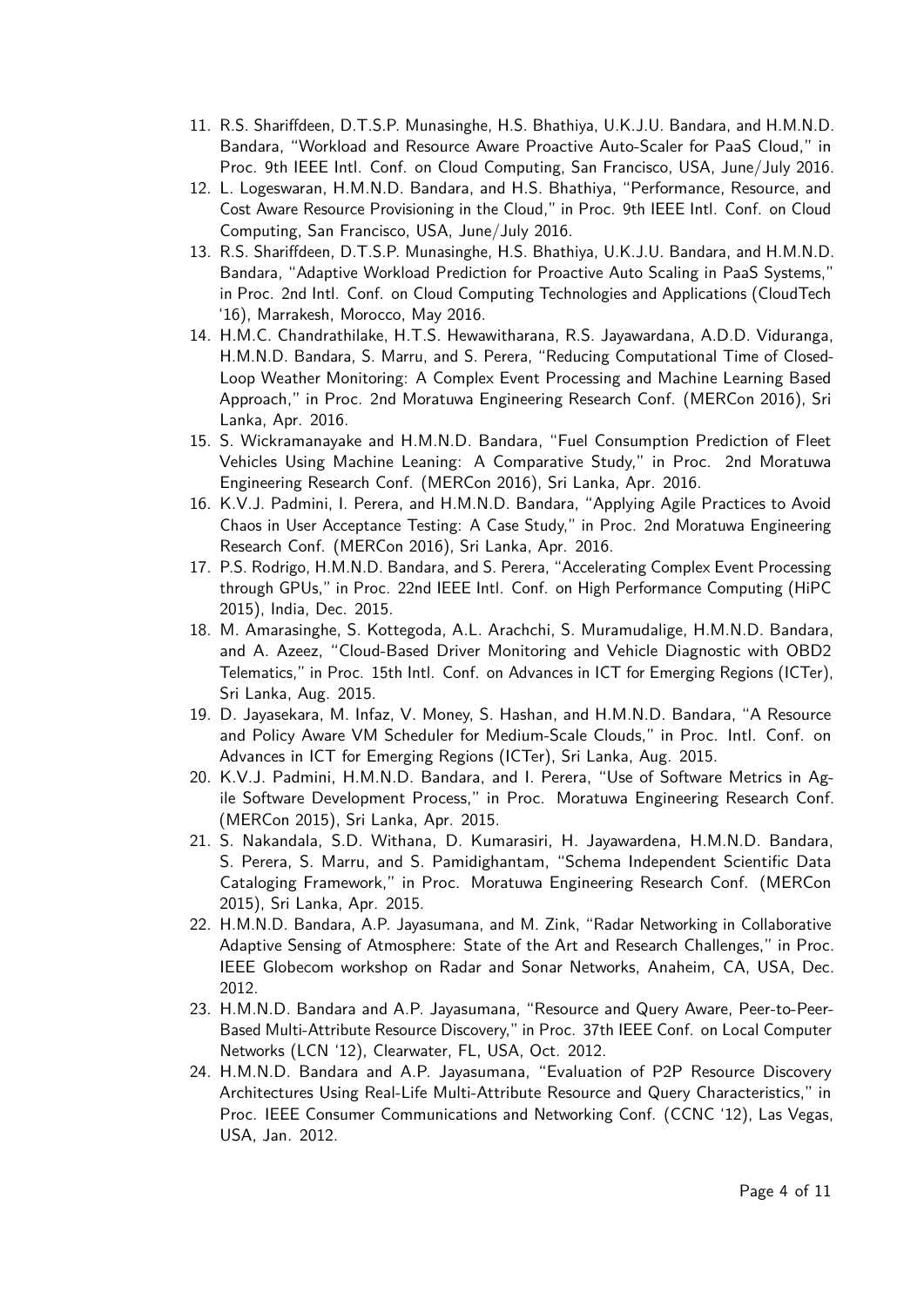11. R.S. Shariffdeen, D.T.S.P. Munasinghe, H.S. Bhathiya, U.K.J.U. Bandara, and H.M.N.D. Bandara, "Workload and Resource Aware Proactive Auto-Scaler for PaaS Cloud," in Proc. 9th IEEE Intl. Conf. on Cloud Computing, San Francisco, USA, June/July 2016.
12. L. Logeswaran, H.M.N.D. Bandara, and H.S. Bhathiya, "Performance, Resource, and Cost Aware Resource Provisioning in the Cloud," in Proc. 9th IEEE Intl. Conf. on Cloud Computing, San Francisco, USA, June/July 2016.
13. R.S. Shariffdeen, D.T.S.P. Munasinghe, H.S. Bhathiya, U.K.J.U. Bandara, and H.M.N.D. Bandara, "Adaptive Workload Prediction for Proactive Auto Scaling in PaaS Systems," in Proc. 2nd Intl. Conf. on Cloud Computing Technologies and Applications (CloudTech '16), Marrakesh, Morocco, May 2016.
14. H.M.C. Chandrathilake, H.T.S. Hewawitharana, R.S. Jayawardana, A.D.D. Viduranga, H.M.N.D. Bandara, S. Marru, and S. Perera, "Reducing Computational Time of Closed-Loop Weather Monitoring: A Complex Event Processing and Machine Learning Based Approach," in Proc. 2nd Moratuwa Engineering Research Conf. (MERCon 2016), Sri Lanka, Apr. 2016.
15. S. Wickramanayake and H.M.N.D. Bandara, "Fuel Consumption Prediction of Fleet Vehicles Using Machine Leaning: A Comparative Study," in Proc. 2nd Moratuwa Engineering Research Conf. (MERCon 2016), Sri Lanka, Apr. 2016.
16. K.V.J. Padmini, I. Perera, and H.M.N.D. Bandara, "Applying Agile Practices to Avoid Chaos in User Acceptance Testing: A Case Study," in Proc. 2nd Moratuwa Engineering Research Conf. (MERCon 2016), Sri Lanka, Apr. 2016.
17. P.S. Rodrigo, H.M.N.D. Bandara, and S. Perera, "Accelerating Complex Event Processing through GPUs," in Proc. 22nd IEEE Intl. Conf. on High Performance Computing (HiPC 2015), India, Dec. 2015.
18. M. Amarasinghe, S. Kottegoda, A.L. Arachchi, S. Muramudalige, H.M.N.D. Bandara, and A. Azeez, "Cloud-Based Driver Monitoring and Vehicle Diagnostic with OBD2 Telematics," in Proc. 15th Intl. Conf. on Advances in ICT for Emerging Regions (ICTer), Sri Lanka, Aug. 2015.
19. D. Jayasekara, M. Infaz, V. Money, S. Hashan, and H.M.N.D. Bandara, "A Resource and Policy Aware VM Scheduler for Medium-Scale Clouds," in Proc. Intl. Conf. on Advances in ICT for Emerging Regions (ICTer), Sri Lanka, Aug. 2015.
20. K.V.J. Padmini, H.M.N.D. Bandara, and I. Perera, "Use of Software Metrics in Agile Software Development Process," in Proc. Moratuwa Engineering Research Conf. (MERCon 2015), Sri Lanka, Apr. 2015.
21. S. Nakandala, S.D. Withana, D. Kumarasiri, H. Jayawardena, H.M.N.D. Bandara, S. Perera, S. Marru, and S. Pamidighantam, "Schema Independent Scientific Data Cataloging Framework," in Proc. Moratuwa Engineering Research Conf. (MERCon 2015), Sri Lanka, Apr. 2015.
22. H.M.N.D. Bandara, A.P. Jayasumana, and M. Zink, "Radar Networking in Collaborative Adaptive Sensing of Atmosphere: State of the Art and Research Challenges," in Proc. IEEE Globecom workshop on Radar and Sonar Networks, Anaheim, CA, USA, Dec. 2012.
23. H.M.N.D. Bandara and A.P. Jayasumana, "Resource and Query Aware, Peer-to-Peer-Based Multi-Attribute Resource Discovery," in Proc. 37th IEEE Conf. on Local Computer Networks (LCN '12), Clearwater, FL, USA, Oct. 2012.
24. H.M.N.D. Bandara and A.P. Jayasumana, "Evaluation of P2P Resource Discovery Architectures Using Real-Life Multi-Attribute Resource and Query Characteristics," in Proc. IEEE Consumer Communications and Networking Conf. (CCNC '12), Las Vegas, USA, Jan. 2012.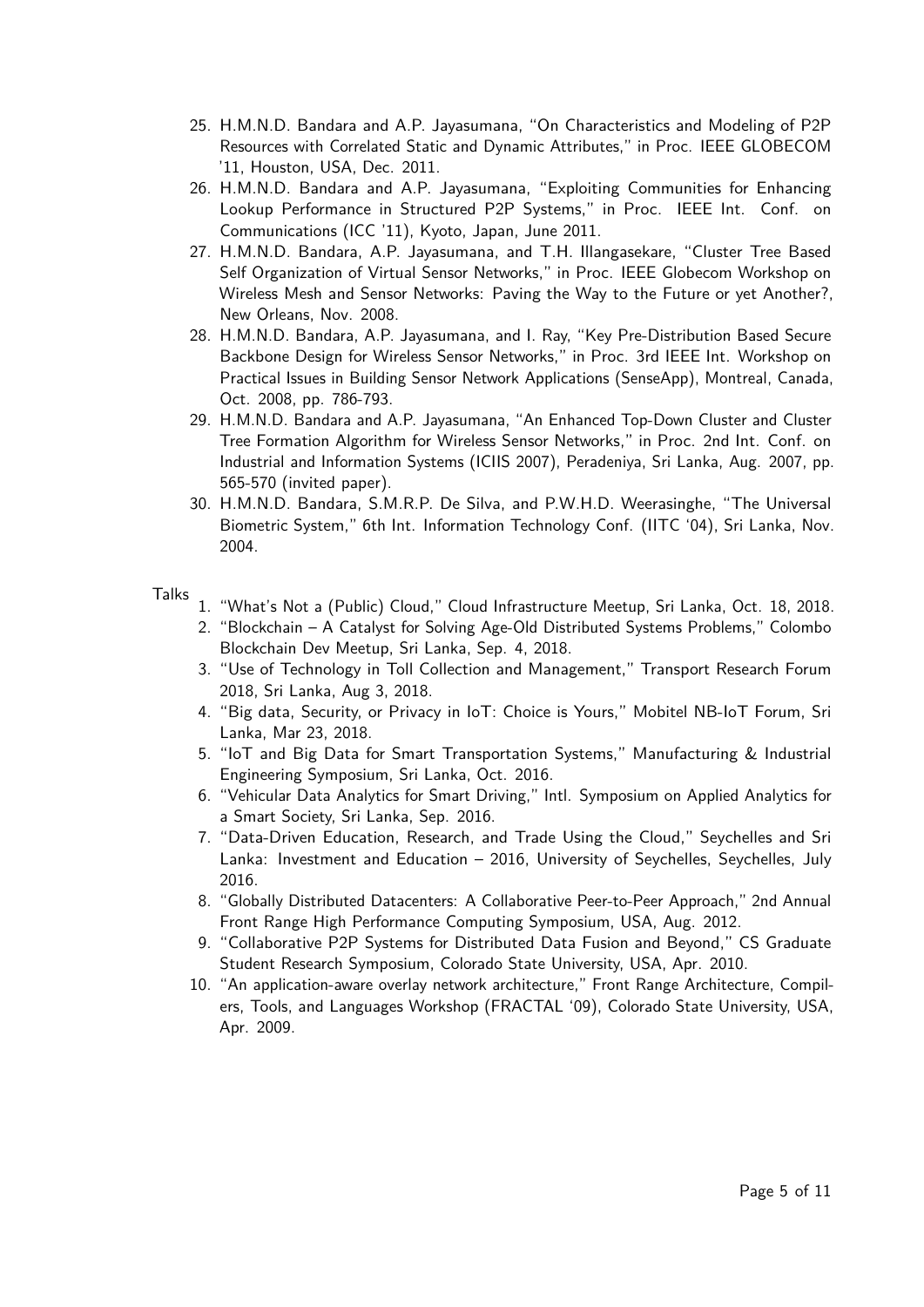25. H.M.N.D. Bandara and A.P. Jayasumana, "On Characteristics and Modeling of P2P Resources with Correlated Static and Dynamic Attributes," in Proc. IEEE GLOBECOM '11, Houston, USA, Dec. 2011.
26. H.M.N.D. Bandara and A.P. Jayasumana, "Exploiting Communities for Enhancing Lookup Performance in Structured P2P Systems," in Proc. IEEE Int. Conf. on Communications (ICC '11), Kyoto, Japan, June 2011.
27. H.M.N.D. Bandara, A.P. Jayasumana, and T.H. Illangasekare, "Cluster Tree Based Self Organization of Virtual Sensor Networks," in Proc. IEEE Globecom Workshop on Wireless Mesh and Sensor Networks: Paving the Way to the Future or yet Another?, New Orleans, Nov. 2008.
28. H.M.N.D. Bandara, A.P. Jayasumana, and I. Ray, "Key Pre-Distribution Based Secure Backbone Design for Wireless Sensor Networks," in Proc. 3rd IEEE Int. Workshop on Practical Issues in Building Sensor Network Applications (SenseApp), Montreal, Canada, Oct. 2008, pp. 786-793.
29. H.M.N.D. Bandara and A.P. Jayasumana, "An Enhanced Top-Down Cluster and Cluster Tree Formation Algorithm for Wireless Sensor Networks," in Proc. 2nd Int. Conf. on Industrial and Information Systems (ICIIS 2007), Peradeniya, Sri Lanka, Aug. 2007, pp. 565-570 (invited paper).
30. H.M.N.D. Bandara, S.M.R.P. De Silva, and P.W.H.D. Weerasinghe, "The Universal Biometric System," 6th Int. Information Technology Conf. (IITC '04), Sri Lanka, Nov. 2004.

## Talks

1. "What's Not a (Public) Cloud," Cloud Infrastructure Meetup, Sri Lanka, Oct. 18, 2018.
2. "Blockchain – A Catalyst for Solving Age-Old Distributed Systems Problems," Colombo Blockchain Dev Meetup, Sri Lanka, Sep. 4, 2018.
3. "Use of Technology in Toll Collection and Management," Transport Research Forum 2018, Sri Lanka, Aug 3, 2018.
4. "Big data, Security, or Privacy in IoT: Choice is Yours," Mobitel NB-IoT Forum, Sri Lanka, Mar 23, 2018.
5. "IoT and Big Data for Smart Transportation Systems," Manufacturing & Industrial Engineering Symposium, Sri Lanka, Oct. 2016.
6. "Vehicular Data Analytics for Smart Driving," Intl. Symposium on Applied Analytics for a Smart Society, Sri Lanka, Sep. 2016.
7. "Data-Driven Education, Research, and Trade Using the Cloud," Seychelles and Sri Lanka: Investment and Education – 2016, University of Seychelles, Seychelles, July 2016.
8. "Globally Distributed Datacenters: A Collaborative Peer-to-Peer Approach," 2nd Annual Front Range High Performance Computing Symposium, USA, Aug. 2012.
9. "Collaborative P2P Systems for Distributed Data Fusion and Beyond," CS Graduate Student Research Symposium, Colorado State University, USA, Apr. 2010.
10. "An application-aware overlay network architecture," Front Range Architecture, Compilers, Tools, and Languages Workshop (FRACTAL '09), Colorado State University, USA, Apr. 2009.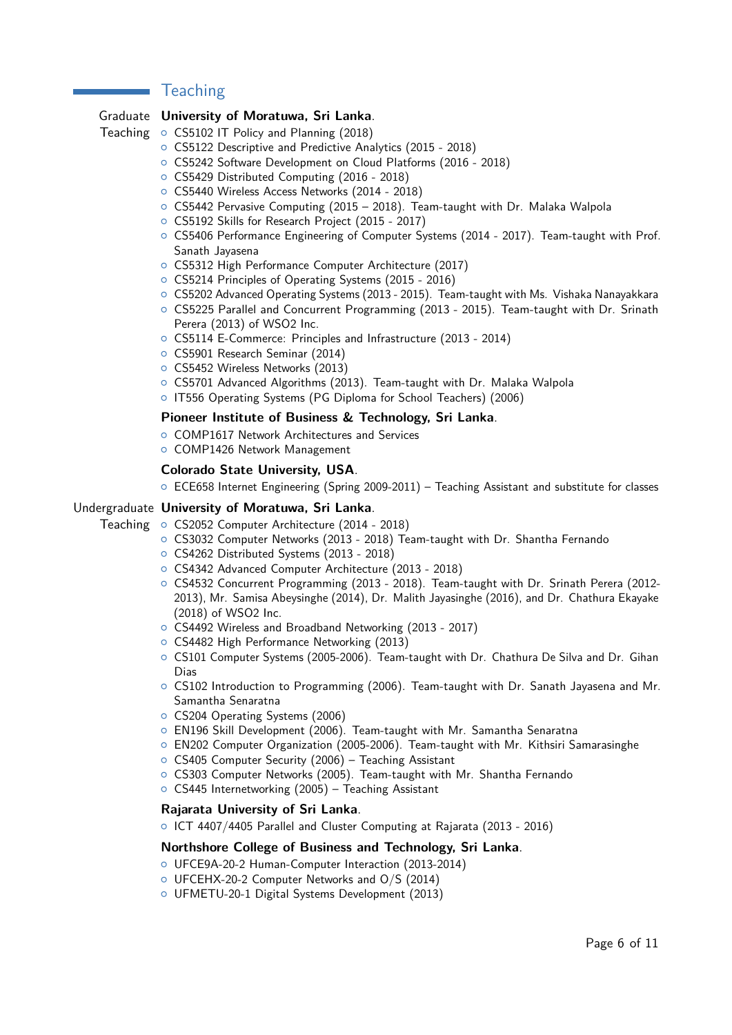## Teaching

### Graduate Teaching

**University of Moratuwa, Sri Lanka**.

- CS5102 IT Policy and Planning (2018)
- CS5122 Descriptive and Predictive Analytics (2015 - 2018)
- CS5242 Software Development on Cloud Platforms (2016 - 2018)
- CS5429 Distributed Computing (2016 - 2018)
- CS5440 Wireless Access Networks (2014 - 2018)
- CS5442 Pervasive Computing (2015 – 2018). Team-taught with Dr. Malaka Walpola
- CS5192 Skills for Research Project (2015 - 2017)
- CS5406 Performance Engineering of Computer Systems (2014 - 2017). Team-taught with Prof. Sanath Jayasena
- CS5312 High Performance Computer Architecture (2017)
- CS5214 Principles of Operating Systems (2015 - 2016)
- CS5202 Advanced Operating Systems (2013 - 2015). Team-taught with Ms. Vishaka Nanayakkara
- CS5225 Parallel and Concurrent Programming (2013 - 2015). Team-taught with Dr. Srinath Perera (2013) of WSO2 Inc.
- CS5114 E-Commerce: Principles and Infrastructure (2013 - 2014)
- CS5901 Research Seminar (2014)
- CS5452 Wireless Networks (2013)
- CS5701 Advanced Algorithms (2013). Team-taught with Dr. Malaka Walpola
- IT556 Operating Systems (PG Diploma for School Teachers) (2006)

**Pioneer Institute of Business & Technology, Sri Lanka**.

- COMP1617 Network Architectures and Services
- COMP1426 Network Management

**Colorado State University, USA**.

- ECE658 Internet Engineering (Spring 2009-2011) – Teaching Assistant and substitute for classes

### Undergraduate Teaching

**University of Moratuwa, Sri Lanka**.

- CS2052 Computer Architecture (2014 - 2018)
- CS3032 Computer Networks (2013 - 2018) Team-taught with Dr. Shantha Fernando
- CS4262 Distributed Systems (2013 - 2018)
- CS4342 Advanced Computer Architecture (2013 - 2018)
- CS4532 Concurrent Programming (2013 - 2018). Team-taught with Dr. Srinath Perera (2012-2013), Mr. Samisa Abeysinghe (2014), Dr. Malith Jayasinghe (2016), and Dr. Chathura Ekayake (2018) of WSO2 Inc.
- CS4492 Wireless and Broadband Networking (2013 - 2017)
- CS4482 High Performance Networking (2013)
- CS101 Computer Systems (2005-2006). Team-taught with Dr. Chathura De Silva and Dr. Gihan Dias
- CS102 Introduction to Programming (2006). Team-taught with Dr. Sanath Jayasena and Mr. Samantha Senaratna
- CS204 Operating Systems (2006)
- EN196 Skill Development (2006). Team-taught with Mr. Samantha Senaratna
- EN202 Computer Organization (2005-2006). Team-taught with Mr. Kithsiri Samarasinghe
- CS405 Computer Security (2006) – Teaching Assistant
- CS303 Computer Networks (2005). Team-taught with Mr. Shantha Fernando
- CS445 Internetworking (2005) – Teaching Assistant

**Rajarata University of Sri Lanka**.

- ICT 4407/4405 Parallel and Cluster Computing at Rajarata (2013 - 2016)

**Northshore College of Business and Technology, Sri Lanka**.

- UFCE9A-20-2 Human-Computer Interaction (2013-2014)
- UFCEHX-20-2 Computer Networks and O/S (2014)
- UFMETU-20-1 Digital Systems Development (2013)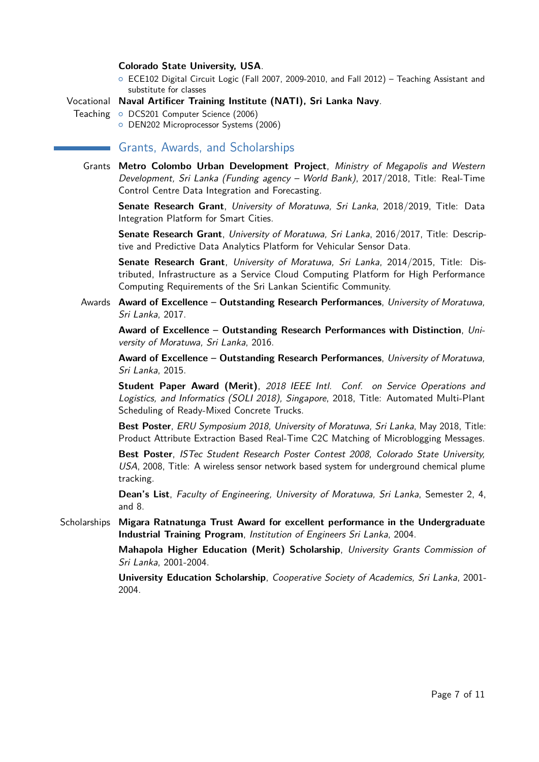**Colorado State University, USA**.

- ECE102 Digital Circuit Logic (Fall 2007, 2009-2010, and Fall 2012) – Teaching Assistant and substitute for classes

Vocational Teaching **Naval Artificer Training Institute (NATI), Sri Lanka Navy**.

- DCS201 Computer Science (2006)
- DEN202 Microprocessor Systems (2006)

## Grants, Awards, and Scholarships

**Grants**

**Metro Colombo Urban Development Project**, *Ministry of Megapolis and Western Development, Sri Lanka (Funding agency – World Bank)*, 2017/2018, Title: Real-Time Control Centre Data Integration and Forecasting.

**Senate Research Grant**, *University of Moratuwa, Sri Lanka*, 2018/2019, Title: Data Integration Platform for Smart Cities.

**Senate Research Grant**, *University of Moratuwa, Sri Lanka*, 2016/2017, Title: Descriptive and Predictive Data Analytics Platform for Vehicular Sensor Data.

**Senate Research Grant**, *University of Moratuwa, Sri Lanka*, 2014/2015, Title: Distributed, Infrastructure as a Service Cloud Computing Platform for High Performance Computing Requirements of the Sri Lankan Scientific Community.

**Awards**

**Award of Excellence – Outstanding Research Performances**, *University of Moratuwa, Sri Lanka*, 2017.

**Award of Excellence – Outstanding Research Performances with Distinction**, *University of Moratuwa, Sri Lanka*, 2016.

**Award of Excellence – Outstanding Research Performances**, *University of Moratuwa, Sri Lanka*, 2015.

**Student Paper Award (Merit)**, *2018 IEEE Intl. Conf. on Service Operations and Logistics, and Informatics (SOLI 2018), Singapore*, 2018, Title: Automated Multi-Plant Scheduling of Ready-Mixed Concrete Trucks.

**Best Poster**, *ERU Symposium 2018, University of Moratuwa, Sri Lanka*, May 2018, Title: Product Attribute Extraction Based Real-Time C2C Matching of Microblogging Messages.

**Best Poster**, *ISTec Student Research Poster Contest 2008, Colorado State University, USA*, 2008, Title: A wireless sensor network based system for underground chemical plume tracking.

**Dean's List**, *Faculty of Engineering, University of Moratuwa, Sri Lanka*, Semester 2, 4, and 8.

**Scholarships**

**Migara Ratnatunga Trust Award for excellent performance in the Undergraduate Industrial Training Program**, *Institution of Engineers Sri Lanka*, 2004.

**Mahapola Higher Education (Merit) Scholarship**, *University Grants Commission of Sri Lanka*, 2001-2004.

**University Education Scholarship**, *Cooperative Society of Academics, Sri Lanka*, 2001-2004.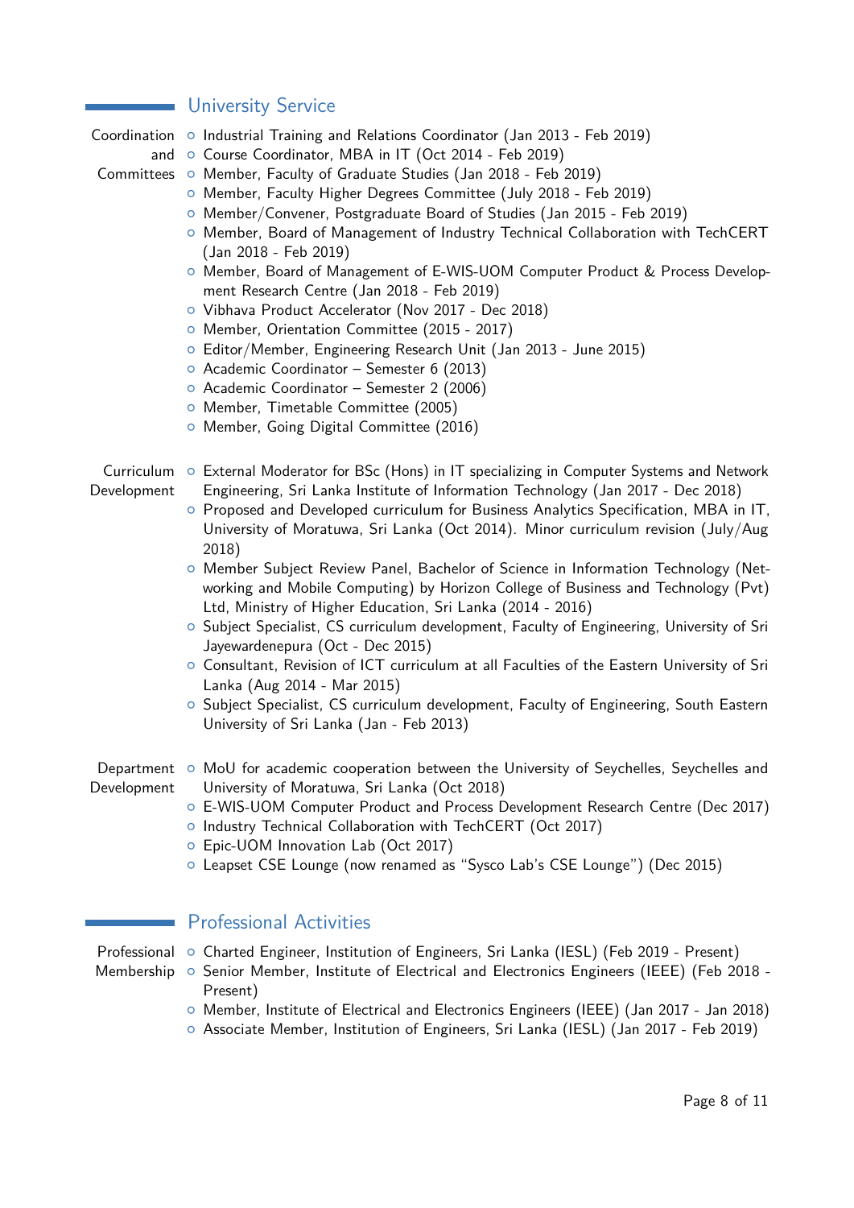## University Service

### Coordination and Committees

- Industrial Training and Relations Coordinator (Jan 2013 - Feb 2019)
- Course Coordinator, MBA in IT (Oct 2014 - Feb 2019)
- Member, Faculty of Graduate Studies (Jan 2018 - Feb 2019)
- Member, Faculty Higher Degrees Committee (July 2018 - Feb 2019)
- Member/Convener, Postgraduate Board of Studies (Jan 2015 - Feb 2019)
- Member, Board of Management of Industry Technical Collaboration with TechCERT (Jan 2018 - Feb 2019)
- Member, Board of Management of E-WIS-UOM Computer Product & Process Development Research Centre (Jan 2018 - Feb 2019)
- Vibhava Product Accelerator (Nov 2017 - Dec 2018)
- Member, Orientation Committee (2015 - 2017)
- Editor/Member, Engineering Research Unit (Jan 2013 - June 2015)
- Academic Coordinator – Semester 6 (2013)
- Academic Coordinator – Semester 2 (2006)
- Member, Timetable Committee (2005)
- Member, Going Digital Committee (2016)

### Curriculum Development

- External Moderator for BSc (Hons) in IT specializing in Computer Systems and Network Engineering, Sri Lanka Institute of Information Technology (Jan 2017 - Dec 2018)
- Proposed and Developed curriculum for Business Analytics Specification, MBA in IT, University of Moratuwa, Sri Lanka (Oct 2014). Minor curriculum revision (July/Aug 2018)
- Member Subject Review Panel, Bachelor of Science in Information Technology (Networking and Mobile Computing) by Horizon College of Business and Technology (Pvt) Ltd, Ministry of Higher Education, Sri Lanka (2014 - 2016)
- Subject Specialist, CS curriculum development, Faculty of Engineering, University of Sri Jayewardenepura (Oct - Dec 2015)
- Consultant, Revision of ICT curriculum at all Faculties of the Eastern University of Sri Lanka (Aug 2014 - Mar 2015)
- Subject Specialist, CS curriculum development, Faculty of Engineering, South Eastern University of Sri Lanka (Jan - Feb 2013)

### Department Development

- MoU for academic cooperation between the University of Seychelles, Seychelles and University of Moratuwa, Sri Lanka (Oct 2018)
- E-WIS-UOM Computer Product and Process Development Research Centre (Dec 2017)
- Industry Technical Collaboration with TechCERT (Oct 2017)
- Epic-UOM Innovation Lab (Oct 2017)
- Leapset CSE Lounge (now renamed as "Sysco Lab's CSE Lounge") (Dec 2015)

## Professional Activities

### Professional Membership

- Charted Engineer, Institution of Engineers, Sri Lanka (IESL) (Feb 2019 - Present)
- Senior Member, Institute of Electrical and Electronics Engineers (IEEE) (Feb 2018 - Present)
- Member, Institute of Electrical and Electronics Engineers (IEEE) (Jan 2017 - Jan 2018)
- Associate Member, Institution of Engineers, Sri Lanka (IESL) (Jan 2017 - Feb 2019)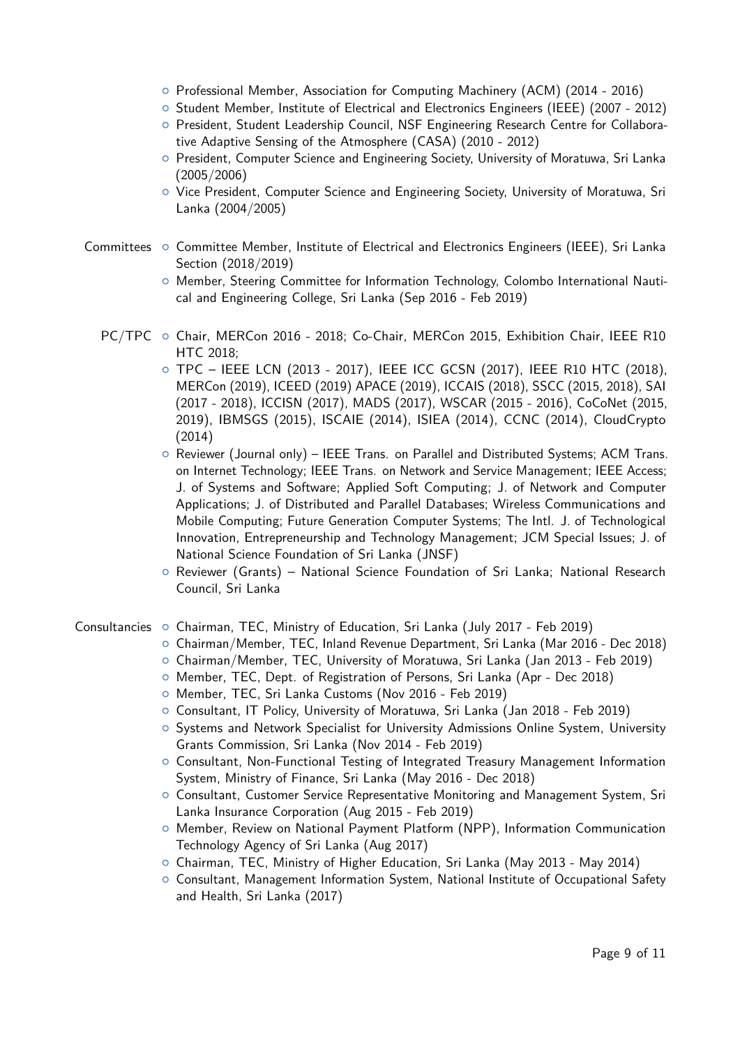- Professional Member, Association for Computing Machinery (ACM) (2014 - 2016)
- Student Member, Institute of Electrical and Electronics Engineers (IEEE) (2007 - 2012)
- President, Student Leadership Council, NSF Engineering Research Centre for Collaborative Adaptive Sensing of the Atmosphere (CASA) (2010 - 2012)
- President, Computer Science and Engineering Society, University of Moratuwa, Sri Lanka (2005/2006)
- Vice President, Computer Science and Engineering Society, University of Moratuwa, Sri Lanka (2004/2005)

**Committees**

- Committee Member, Institute of Electrical and Electronics Engineers (IEEE), Sri Lanka Section (2018/2019)
- Member, Steering Committee for Information Technology, Colombo International Nautical and Engineering College, Sri Lanka (Sep 2016 - Feb 2019)

**PC/TPC**

- Chair, MERCon 2016 - 2018; Co-Chair, MERCon 2015, Exhibition Chair, IEEE R10 HTC 2018;
- TPC – IEEE LCN (2013 - 2017), IEEE ICC GCSN (2017), IEEE R10 HTC (2018), MERCon (2019), ICEED (2019) APACE (2019), ICCAIS (2018), SSCC (2015, 2018), SAI (2017 - 2018), ICCISN (2017), MADS (2017), WSCAR (2015 - 2016), CoCoNet (2015, 2019), IBMSGS (2015), ISCAIE (2014), ISIEA (2014), CCNC (2014), CloudCrypto (2014)
- Reviewer (Journal only) – IEEE Trans. on Parallel and Distributed Systems; ACM Trans. on Internet Technology; IEEE Trans. on Network and Service Management; IEEE Access; J. of Systems and Software; Applied Soft Computing; J. of Network and Computer Applications; J. of Distributed and Parallel Databases; Wireless Communications and Mobile Computing; Future Generation Computer Systems; The Intl. J. of Technological Innovation, Entrepreneurship and Technology Management; JCM Special Issues; J. of National Science Foundation of Sri Lanka (JNSF)
- Reviewer (Grants) – National Science Foundation of Sri Lanka; National Research Council, Sri Lanka

**Consultancies**

- Chairman, TEC, Ministry of Education, Sri Lanka (July 2017 - Feb 2019)
- Chairman/Member, TEC, Inland Revenue Department, Sri Lanka (Mar 2016 - Dec 2018)
- Chairman/Member, TEC, University of Moratuwa, Sri Lanka (Jan 2013 - Feb 2019)
- Member, TEC, Dept. of Registration of Persons, Sri Lanka (Apr - Dec 2018)
- Member, TEC, Sri Lanka Customs (Nov 2016 - Feb 2019)
- Consultant, IT Policy, University of Moratuwa, Sri Lanka (Jan 2018 - Feb 2019)
- Systems and Network Specialist for University Admissions Online System, University Grants Commission, Sri Lanka (Nov 2014 - Feb 2019)
- Consultant, Non-Functional Testing of Integrated Treasury Management Information System, Ministry of Finance, Sri Lanka (May 2016 - Dec 2018)
- Consultant, Customer Service Representative Monitoring and Management System, Sri Lanka Insurance Corporation (Aug 2015 - Feb 2019)
- Member, Review on National Payment Platform (NPP), Information Communication Technology Agency of Sri Lanka (Aug 2017)
- Chairman, TEC, Ministry of Higher Education, Sri Lanka (May 2013 - May 2014)
- Consultant, Management Information System, National Institute of Occupational Safety and Health, Sri Lanka (2017)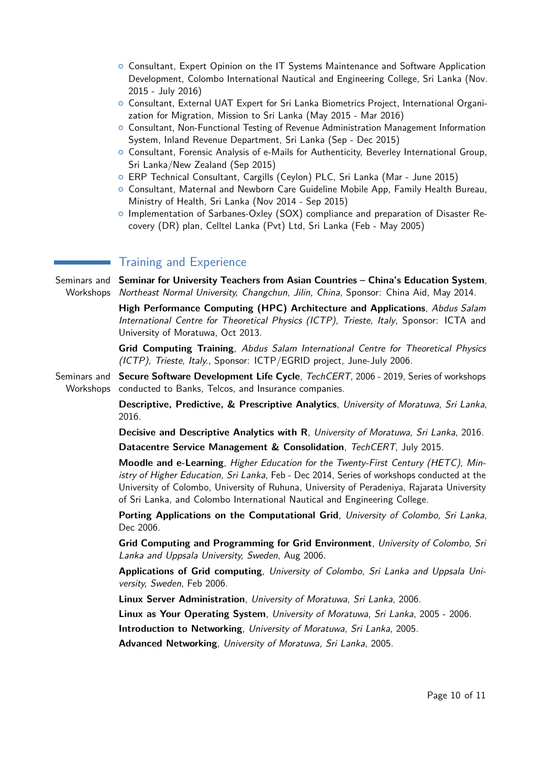- Consultant, Expert Opinion on the IT Systems Maintenance and Software Application Development, Colombo International Nautical and Engineering College, Sri Lanka (Nov. 2015 - July 2016)
- Consultant, External UAT Expert for Sri Lanka Biometrics Project, International Organization for Migration, Mission to Sri Lanka (May 2015 - Mar 2016)
- Consultant, Non-Functional Testing of Revenue Administration Management Information System, Inland Revenue Department, Sri Lanka (Sep - Dec 2015)
- Consultant, Forensic Analysis of e-Mails for Authenticity, Beverley International Group, Sri Lanka/New Zealand (Sep 2015)
- ERP Technical Consultant, Cargills (Ceylon) PLC, Sri Lanka (Mar - June 2015)
- Consultant, Maternal and Newborn Care Guideline Mobile App, Family Health Bureau, Ministry of Health, Sri Lanka (Nov 2014 - Sep 2015)
- Implementation of Sarbanes-Oxley (SOX) compliance and preparation of Disaster Recovery (DR) plan, Celltel Lanka (Pvt) Ltd, Sri Lanka (Feb - May 2005)

## Training and Experience

**Seminars and Workshops**

**Seminar for University Teachers from Asian Countries – China's Education System**, *Northeast Normal University, Changchun, Jilin, China*, Sponsor: China Aid, May 2014.

**High Performance Computing (HPC) Architecture and Applications**, *Abdus Salam International Centre for Theoretical Physics (ICTP), Trieste, Italy*, Sponsor: ICTA and University of Moratuwa, Oct 2013.

**Grid Computing Training**, *Abdus Salam International Centre for Theoretical Physics (ICTP), Trieste, Italy.*, Sponsor: ICTP/EGRID project, June-July 2006.

**Seminars and Workshops**

**Secure Software Development Life Cycle**, *TechCERT*, 2006 - 2019, Series of workshops conducted to Banks, Telcos, and Insurance companies.

**Descriptive, Predictive, & Prescriptive Analytics**, *University of Moratuwa, Sri Lanka*, 2016.

**Decisive and Descriptive Analytics with R**, *University of Moratuwa, Sri Lanka*, 2016.

**Datacentre Service Management & Consolidation**, *TechCERT*, July 2015.

**Moodle and e-Learning**, *Higher Education for the Twenty-First Century (HETC), Ministry of Higher Education, Sri Lanka*, Feb - Dec 2014, Series of workshops conducted at the University of Colombo, University of Ruhuna, University of Peradeniya, Rajarata University of Sri Lanka, and Colombo International Nautical and Engineering College.

**Porting Applications on the Computational Grid**, *University of Colombo, Sri Lanka*, Dec 2006.

**Grid Computing and Programming for Grid Environment**, *University of Colombo, Sri Lanka and Uppsala University, Sweden*, Aug 2006.

**Applications of Grid computing**, *University of Colombo, Sri Lanka and Uppsala University, Sweden*, Feb 2006.

**Linux Server Administration**, *University of Moratuwa, Sri Lanka*, 2006.

**Linux as Your Operating System**, *University of Moratuwa, Sri Lanka*, 2005 - 2006.

**Introduction to Networking**, *University of Moratuwa, Sri Lanka*, 2005.

**Advanced Networking**, *University of Moratuwa, Sri Lanka*, 2005.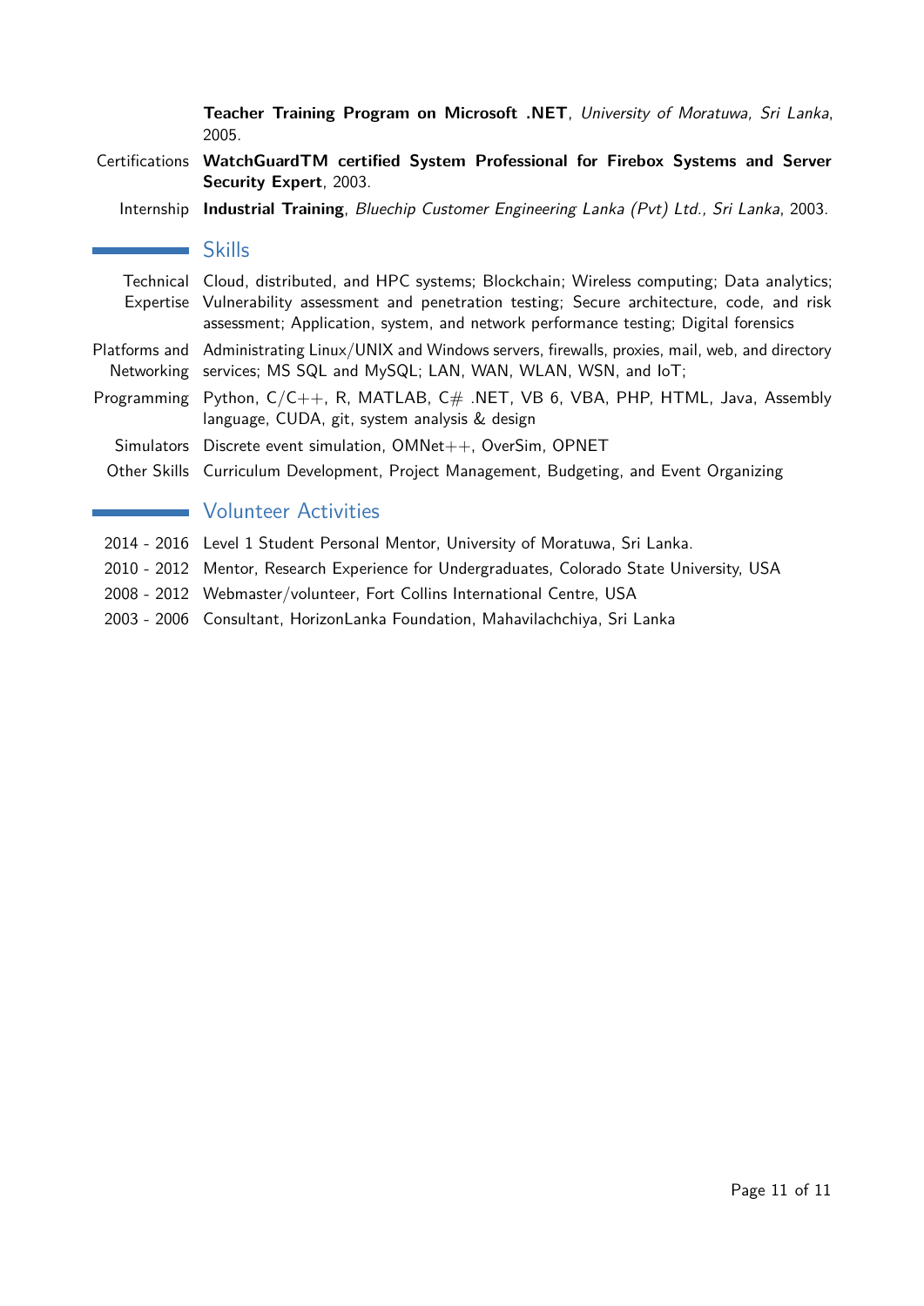**Teacher Training Program on Microsoft .NET**, *University of Moratuwa, Sri Lanka*, 2005.

Certifications **WatchGuardTM certified System Professional for Firebox Systems and Server Security Expert**, 2003.

Internship **Industrial Training**, *Bluechip Customer Engineering Lanka (Pvt) Ltd., Sri Lanka*, 2003.

## Skills

Technical Expertise: Cloud, distributed, and HPC systems; Blockchain; Wireless computing; Data analytics; Vulnerability assessment and penetration testing; Secure architecture, code, and risk assessment; Application, system, and network performance testing; Digital forensics

Platforms and Networking: Administrating Linux/UNIX and Windows servers, firewalls, proxies, mail, web, and directory services; MS SQL and MySQL; LAN, WAN, WLAN, WSN, and IoT;

Programming: Python, C/C++, R, MATLAB, C# .NET, VB 6, VBA, PHP, HTML, Java, Assembly language, CUDA, git, system analysis & design

Simulators: Discrete event simulation, OMNet++, OverSim, OPNET

Other Skills: Curriculum Development, Project Management, Budgeting, and Event Organizing

## Volunteer Activities

2014 - 2016 Level 1 Student Personal Mentor, University of Moratuwa, Sri Lanka.

2010 - 2012 Mentor, Research Experience for Undergraduates, Colorado State University, USA

2008 - 2012 Webmaster/volunteer, Fort Collins International Centre, USA

2003 - 2006 Consultant, HorizonLanka Foundation, Mahavilachchiya, Sri Lanka